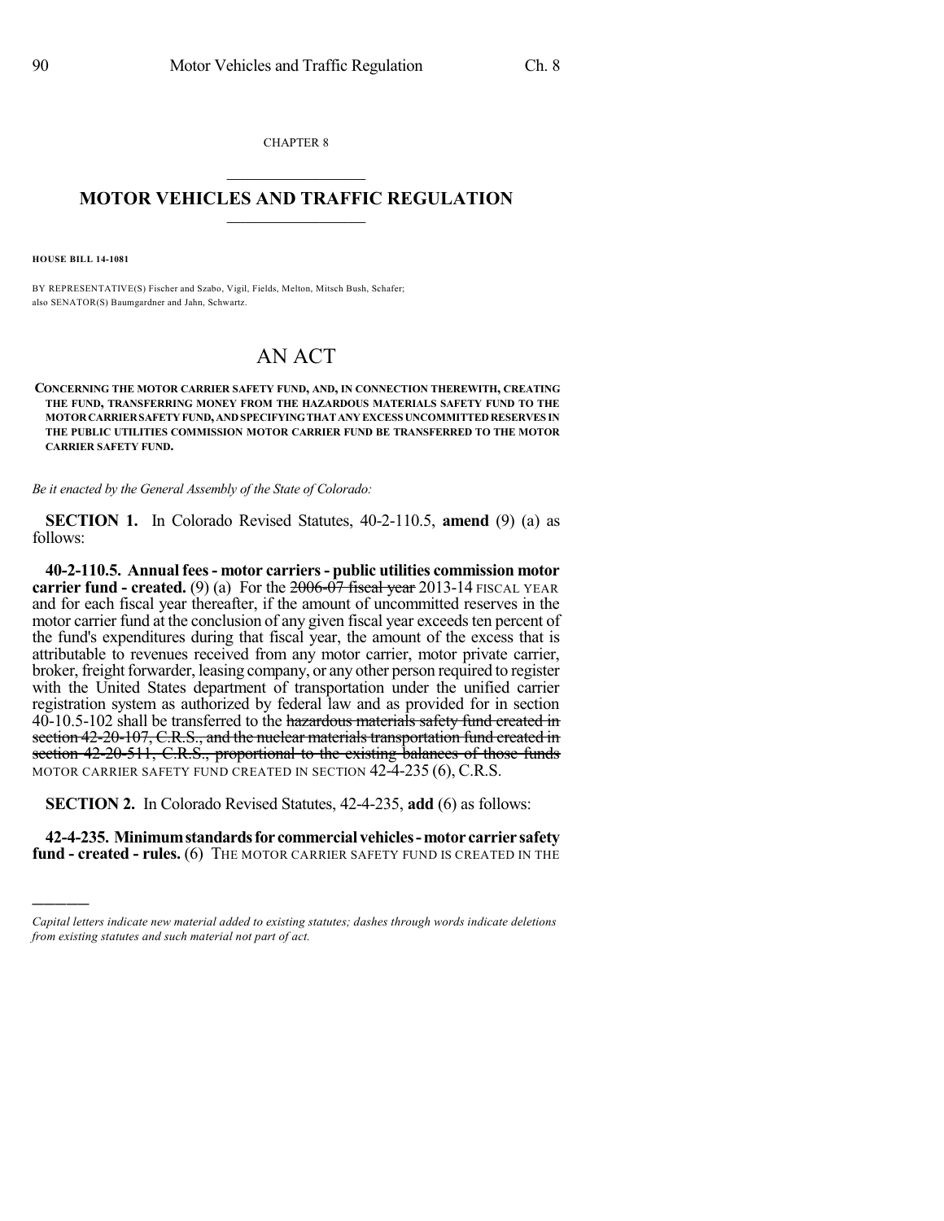CHAPTER 8

# MOTOR VEHICLES AND TRAFFIC REGULATION

**HOUSE BILL 14-1081**

BY REPRESENTATIVE(S) Fischer and Szabo, Vigil, Fields, Melton, Mitsch Bush, Schafer; also SENATOR(S) Baumgardner and Jahn, Schwartz.

# AN ACT

**CONCERNING THE MOTOR CARRIER SAFETY FUND, AND, IN CONNECTION THEREWITH, CREATING THE FUND, TRANSFERRING MONEY FROM THE HAZARDOUS MATERIALS SAFETY FUND TO THE MOTOR CARRIER SAFETY FUND, AND SPECIFYING THAT ANY EXCESS UNCOMMITTED RESERVES IN THE PUBLIC UTILITIES COMMISSION MOTOR CARRIER FUND BE TRANSFERRED TO THE MOTOR CARRIER SAFETY FUND.**

*Be it enacted by the General Assembly of the State of Colorado:*

**SECTION 1.** In Colorado Revised Statutes, 40-2-110.5, **amend** (9) (a) as follows:

**40-2-110.5. Annual fees - motor carriers - public utilities commission motor carrier fund - created.** (9) (a) For the ~~2006-07 fiscal year~~ 2013-14 FISCAL YEAR and for each fiscal year thereafter, if the amount of uncommitted reserves in the motor carrier fund at the conclusion of any given fiscal year exceeds ten percent of the fund's expenditures during that fiscal year, the amount of the excess that is attributable to revenues received from any motor carrier, motor private carrier, broker, freight forwarder, leasing company, or any other person required to register with the United States department of transportation under the unified carrier registration system as authorized by federal law and as provided for in section 40-10.5-102 shall be transferred to the ~~hazardous materials safety fund created in section 42-20-107, C.R.S., and the nuclear materials transportation fund created in section 42-20-511, C.R.S., proportional to the existing balances of those funds~~ MOTOR CARRIER SAFETY FUND CREATED IN SECTION 42-4-235 (6), C.R.S.

**SECTION 2.** In Colorado Revised Statutes, 42-4-235, **add** (6) as follows:

**42-4-235. Minimum standards for commercial vehicles - motor carrier safety fund - created - rules.** (6) THE MOTOR CARRIER SAFETY FUND IS CREATED IN THE

*Capital letters indicate new material added to existing statutes; dashes through words indicate deletions from existing statutes and such material not part of act.*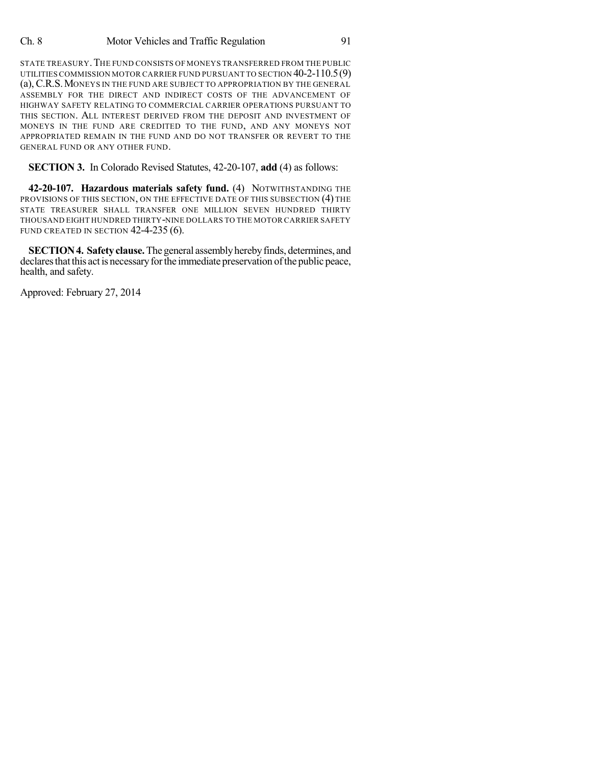STATE TREASURY. THE FUND CONSISTS OF MONEYS TRANSFERRED FROM THE PUBLIC UTILITIES COMMISSION MOTOR CARRIER FUND PURSUANT TO SECTION 40-2-110.5 (9) (a), C.R.S. MONEYS IN THE FUND ARE SUBJECT TO APPROPRIATION BY THE GENERAL ASSEMBLY FOR THE DIRECT AND INDIRECT COSTS OF THE ADVANCEMENT OF HIGHWAY SAFETY RELATING TO COMMERCIAL CARRIER OPERATIONS PURSUANT TO THIS SECTION. ALL INTEREST DERIVED FROM THE DEPOSIT AND INVESTMENT OF MONEYS IN THE FUND ARE CREDITED TO THE FUND, AND ANY MONEYS NOT APPROPRIATED REMAIN IN THE FUND AND DO NOT TRANSFER OR REVERT TO THE GENERAL FUND OR ANY OTHER FUND.

**SECTION 3.** In Colorado Revised Statutes, 42-20-107, **add** (4) as follows:

**42-20-107. Hazardous materials safety fund.** (4) NOTWITHSTANDING THE PROVISIONS OF THIS SECTION, ON THE EFFECTIVE DATE OF THIS SUBSECTION (4) THE STATE TREASURER SHALL TRANSFER ONE MILLION SEVEN HUNDRED THIRTY THOUSAND EIGHT HUNDRED THIRTY-NINE DOLLARS TO THE MOTOR CARRIER SAFETY FUND CREATED IN SECTION 42-4-235 (6).

**SECTION 4. Safety clause.** The general assembly hereby finds, determines, and declares that this act is necessary for the immediate preservation of the public peace, health, and safety.

Approved: February 27, 2014